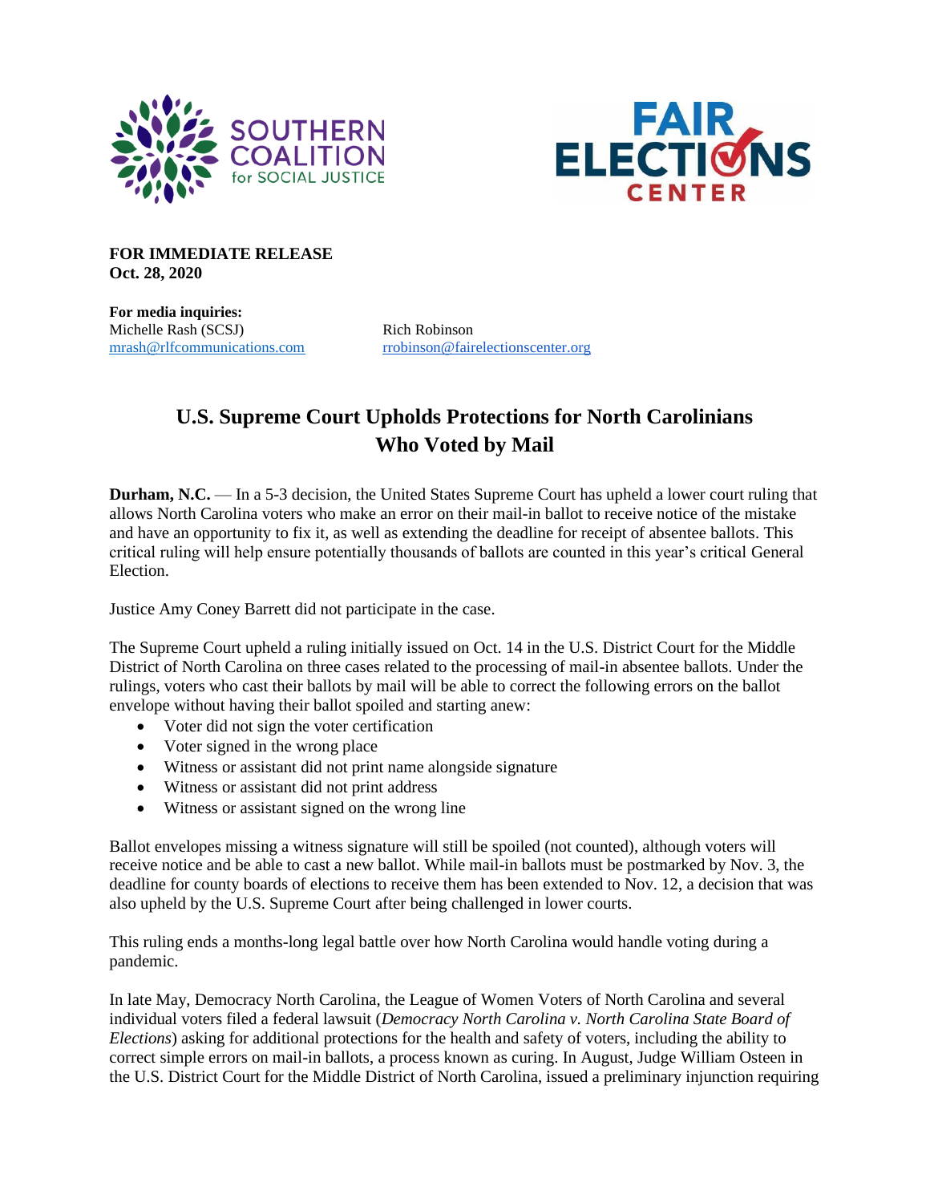SOUTHERN COALITION for SOCIAL JUSTICE

FAIR ELECTIONS CENTER

**FOR IMMEDIATE RELEASE**
**Oct. 28, 2020**

**For media inquiries:**

Michelle Rash (SCSJ)
mrash@rlfcommunications.com

Rich Robinson
rrobinson@fairelectionscenter.org

# U.S. Supreme Court Upholds Protections for North Carolinians Who Voted by Mail

**Durham, N.C.** — In a 5-3 decision, the United States Supreme Court has upheld a lower court ruling that allows North Carolina voters who make an error on their mail-in ballot to receive notice of the mistake and have an opportunity to fix it, as well as extending the deadline for receipt of absentee ballots. This critical ruling will help ensure potentially thousands of ballots are counted in this year's critical General Election.

Justice Amy Coney Barrett did not participate in the case.

The Supreme Court upheld a ruling initially issued on Oct. 14 in the U.S. District Court for the Middle District of North Carolina on three cases related to the processing of mail-in absentee ballots. Under the rulings, voters who cast their ballots by mail will be able to correct the following errors on the ballot envelope without having their ballot spoiled and starting anew:

- Voter did not sign the voter certification
- Voter signed in the wrong place
- Witness or assistant did not print name alongside signature
- Witness or assistant did not print address
- Witness or assistant signed on the wrong line

Ballot envelopes missing a witness signature will still be spoiled (not counted), although voters will receive notice and be able to cast a new ballot. While mail-in ballots must be postmarked by Nov. 3, the deadline for county boards of elections to receive them has been extended to Nov. 12, a decision that was also upheld by the U.S. Supreme Court after being challenged in lower courts.

This ruling ends a months-long legal battle over how North Carolina would handle voting during a pandemic.

In late May, Democracy North Carolina, the League of Women Voters of North Carolina and several individual voters filed a federal lawsuit (*Democracy North Carolina v. North Carolina State Board of Elections*) asking for additional protections for the health and safety of voters, including the ability to correct simple errors on mail-in ballots, a process known as curing. In August, Judge William Osteen in the U.S. District Court for the Middle District of North Carolina, issued a preliminary injunction requiring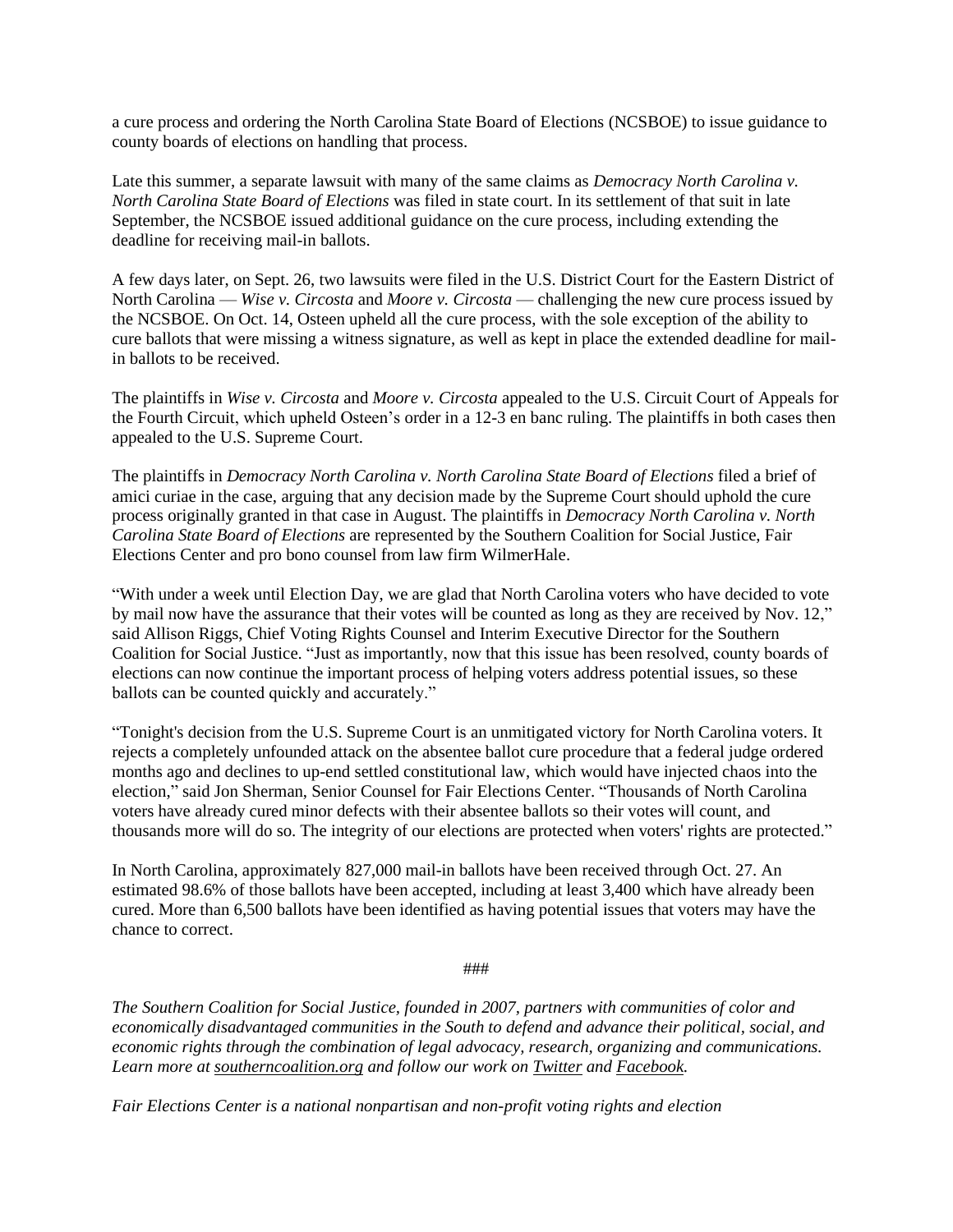a cure process and ordering the North Carolina State Board of Elections (NCSBOE) to issue guidance to county boards of elections on handling that process.

Late this summer, a separate lawsuit with many of the same claims as *Democracy North Carolina v. North Carolina State Board of Elections* was filed in state court. In its settlement of that suit in late September, the NCSBOE issued additional guidance on the cure process, including extending the deadline for receiving mail-in ballots.

A few days later, on Sept. 26, two lawsuits were filed in the U.S. District Court for the Eastern District of North Carolina — *Wise v. Circosta* and *Moore v. Circosta* — challenging the new cure process issued by the NCSBOE. On Oct. 14, Osteen upheld all the cure process, with the sole exception of the ability to cure ballots that were missing a witness signature, as well as kept in place the extended deadline for mail-in ballots to be received.

The plaintiffs in *Wise v. Circosta* and *Moore v. Circosta* appealed to the U.S. Circuit Court of Appeals for the Fourth Circuit, which upheld Osteen's order in a 12-3 en banc ruling. The plaintiffs in both cases then appealed to the U.S. Supreme Court.

The plaintiffs in *Democracy North Carolina v. North Carolina State Board of Elections* filed a brief of amici curiae in the case, arguing that any decision made by the Supreme Court should uphold the cure process originally granted in that case in August. The plaintiffs in *Democracy North Carolina v. North Carolina State Board of Elections* are represented by the Southern Coalition for Social Justice, Fair Elections Center and pro bono counsel from law firm WilmerHale.

"With under a week until Election Day, we are glad that North Carolina voters who have decided to vote by mail now have the assurance that their votes will be counted as long as they are received by Nov. 12," said Allison Riggs, Chief Voting Rights Counsel and Interim Executive Director for the Southern Coalition for Social Justice. "Just as importantly, now that this issue has been resolved, county boards of elections can now continue the important process of helping voters address potential issues, so these ballots can be counted quickly and accurately."

"Tonight's decision from the U.S. Supreme Court is an unmitigated victory for North Carolina voters. It rejects a completely unfounded attack on the absentee ballot cure procedure that a federal judge ordered months ago and declines to up-end settled constitutional law, which would have injected chaos into the election," said Jon Sherman, Senior Counsel for Fair Elections Center. "Thousands of North Carolina voters have already cured minor defects with their absentee ballots so their votes will count, and thousands more will do so. The integrity of our elections are protected when voters' rights are protected."

In North Carolina, approximately 827,000 mail-in ballots have been received through Oct. 27. An estimated 98.6% of those ballots have been accepted, including at least 3,400 which have already been cured. More than 6,500 ballots have been identified as having potential issues that voters may have the chance to correct.

###

*The Southern Coalition for Social Justice, founded in 2007, partners with communities of color and economically disadvantaged communities in the South to defend and advance their political, social, and economic rights through the combination of legal advocacy, research, organizing and communications. Learn more at southerncoalition.org and follow our work on Twitter and Facebook.*

*Fair Elections Center is a national nonpartisan and non-profit voting rights and election*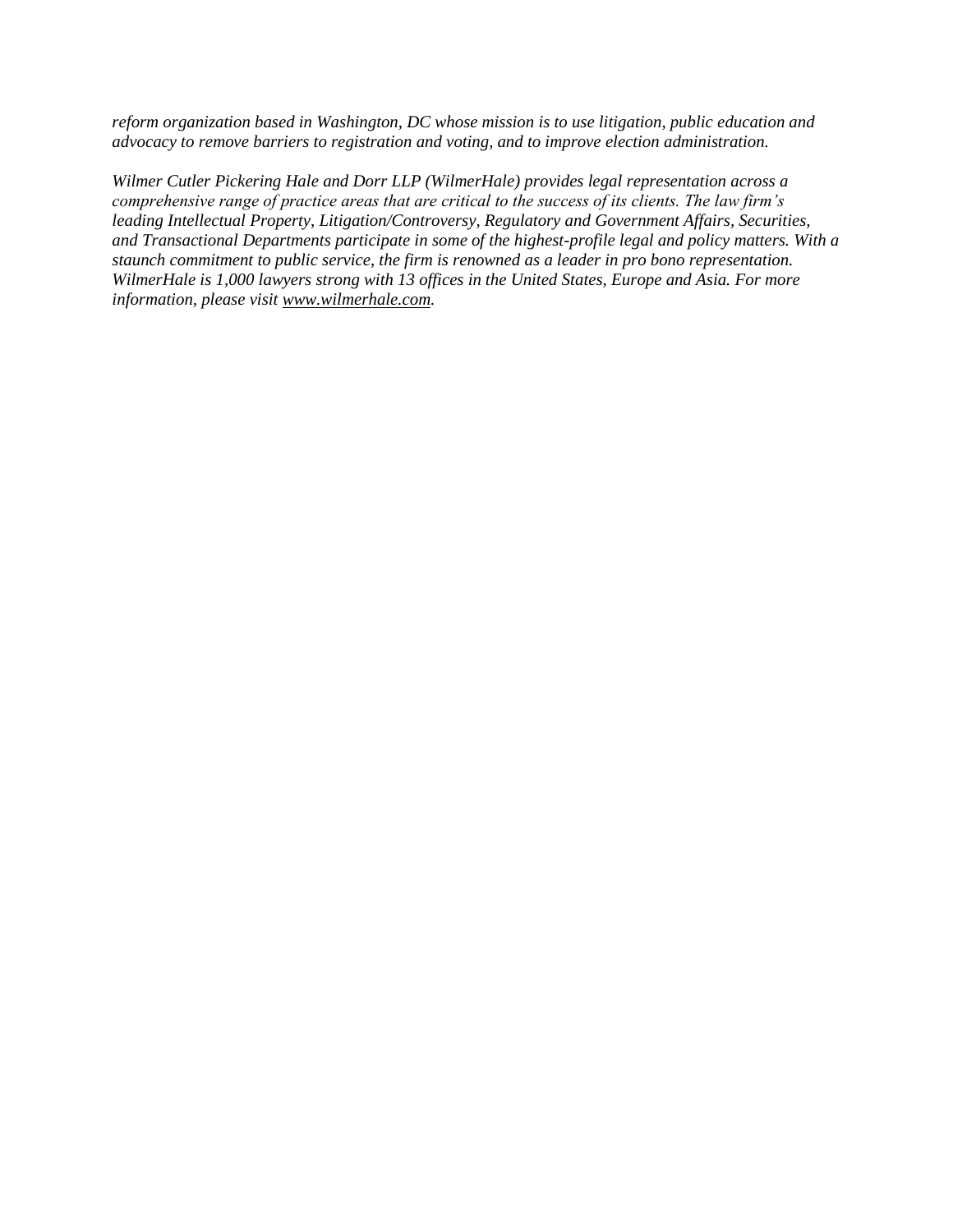*reform organization based in Washington, DC whose mission is to use litigation, public education and advocacy to remove barriers to registration and voting, and to improve election administration.*

*Wilmer Cutler Pickering Hale and Dorr LLP (WilmerHale) provides legal representation across a comprehensive range of practice areas that are critical to the success of its clients. The law firm's leading Intellectual Property, Litigation/Controversy, Regulatory and Government Affairs, Securities, and Transactional Departments participate in some of the highest-profile legal and policy matters. With a staunch commitment to public service, the firm is renowned as a leader in pro bono representation. WilmerHale is 1,000 lawyers strong with 13 offices in the United States, Europe and Asia. For more information, please visit www.wilmerhale.com.*